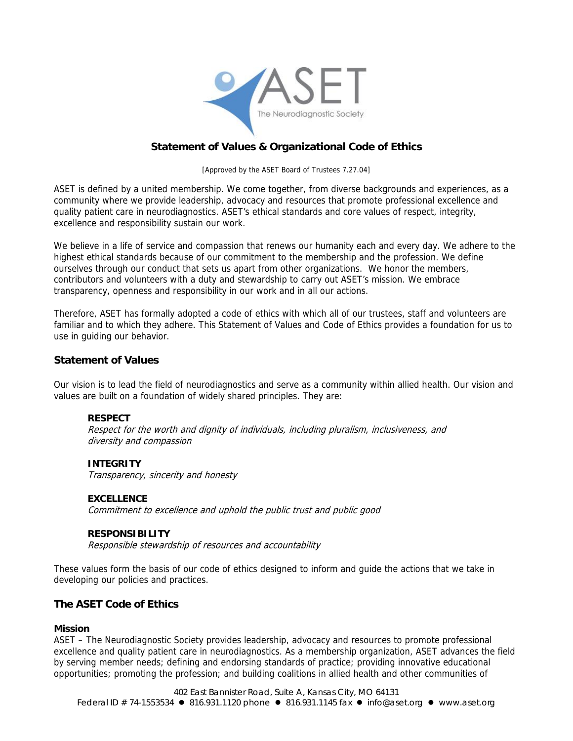# Statement of Values & Organizational Code of Ethics

[Approved by the ASET Board of Trustees 7.27.04]

ASET is defined by a united membership. We come together, from diverse backgrounds and experiences, as a community where we provide leadership, advocacy and resources that promote professional excellence and quality patient care in neurodiagnostics. ASET's ethical standards and core values of respect, integrity, excellence and responsibility sustain our work.

We believe in a life of service and compassion that renews our humanity each and every day. We adhere to the highest ethical standards because of our commitment to the membership and the profession. We define ourselves through our conduct that sets us apart from other organizations. We honor the members, contributors and volunteers with a duty and stewardship to carry out ASET's mission. We embrace transparency, openness and responsibility in our work and in all our actions.

Therefore, ASET has formally adopted a code of ethics with which all of our trustees, staff and volunteers are familiar and to which they adhere. This Statement of Values and Code of Ethics provides a foundation for us to use in guiding our behavior.

## Statement of Values

Our vision is to lead the field of neurodiagnostics and serve as a community within allied health. Our vision and values are built on a foundation of widely shared principles. They are:

**RESPECT**
*Respect for the worth and dignity of individuals, including pluralism, inclusiveness, and diversity and compassion*

**INTEGRITY**
*Transparency, sincerity and honesty*

**EXCELLENCE**
*Commitment to excellence and uphold the public trust and public good*

**RESPONSIBILITY**
*Responsible stewardship of resources and accountability*

These values form the basis of our code of ethics designed to inform and guide the actions that we take in developing our policies and practices.

## The ASET Code of Ethics

### Mission

ASET – The Neurodiagnostic Society provides leadership, advocacy and resources to promote professional excellence and quality patient care in neurodiagnostics. As a membership organization, ASET advances the field by serving member needs; defining and endorsing standards of practice; providing innovative educational opportunities; promoting the profession; and building coalitions in allied health and other communities of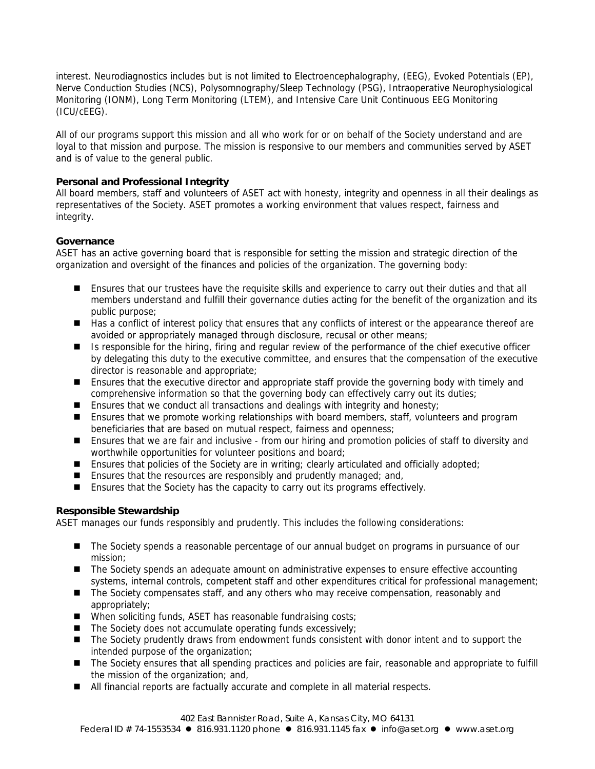interest. Neurodiagnostics includes but is not limited to Electroencephalography, (EEG), Evoked Potentials (EP), Nerve Conduction Studies (NCS), Polysomnography/Sleep Technology (PSG), Intraoperative Neurophysiological Monitoring (IONM), Long Term Monitoring (LTEM), and Intensive Care Unit Continuous EEG Monitoring (ICU/cEEG).

All of our programs support this mission and all who work for or on behalf of the Society understand and are loyal to that mission and purpose. The mission is responsive to our members and communities served by ASET and is of value to the general public.

**Personal and Professional Integrity**

All board members, staff and volunteers of ASET act with honesty, integrity and openness in all their dealings as representatives of the Society. ASET promotes a working environment that values respect, fairness and integrity.

**Governance**

ASET has an active governing board that is responsible for setting the mission and strategic direction of the organization and oversight of the finances and policies of the organization. The governing body:

- Ensures that our trustees have the requisite skills and experience to carry out their duties and that all members understand and fulfill their governance duties acting for the benefit of the organization and its public purpose;
- Has a conflict of interest policy that ensures that any conflicts of interest or the appearance thereof are avoided or appropriately managed through disclosure, recusal or other means;
- Is responsible for the hiring, firing and regular review of the performance of the chief executive officer by delegating this duty to the executive committee, and ensures that the compensation of the executive director is reasonable and appropriate;
- Ensures that the executive director and appropriate staff provide the governing body with timely and comprehensive information so that the governing body can effectively carry out its duties;
- Ensures that we conduct all transactions and dealings with integrity and honesty;
- Ensures that we promote working relationships with board members, staff, volunteers and program beneficiaries that are based on mutual respect, fairness and openness;
- Ensures that we are fair and inclusive - from our hiring and promotion policies of staff to diversity and worthwhile opportunities for volunteer positions and board;
- Ensures that policies of the Society are in writing; clearly articulated and officially adopted;
- Ensures that the resources are responsibly and prudently managed; and,
- Ensures that the Society has the capacity to carry out its programs effectively.

**Responsible Stewardship**

ASET manages our funds responsibly and prudently. This includes the following considerations:

- The Society spends a reasonable percentage of our annual budget on programs in pursuance of our mission;
- The Society spends an adequate amount on administrative expenses to ensure effective accounting systems, internal controls, competent staff and other expenditures critical for professional management;
- The Society compensates staff, and any others who may receive compensation, reasonably and appropriately;
- When soliciting funds, ASET has reasonable fundraising costs;
- The Society does not accumulate operating funds excessively;
- The Society prudently draws from endowment funds consistent with donor intent and to support the intended purpose of the organization;
- The Society ensures that all spending practices and policies are fair, reasonable and appropriate to fulfill the mission of the organization; and,
- All financial reports are factually accurate and complete in all material respects.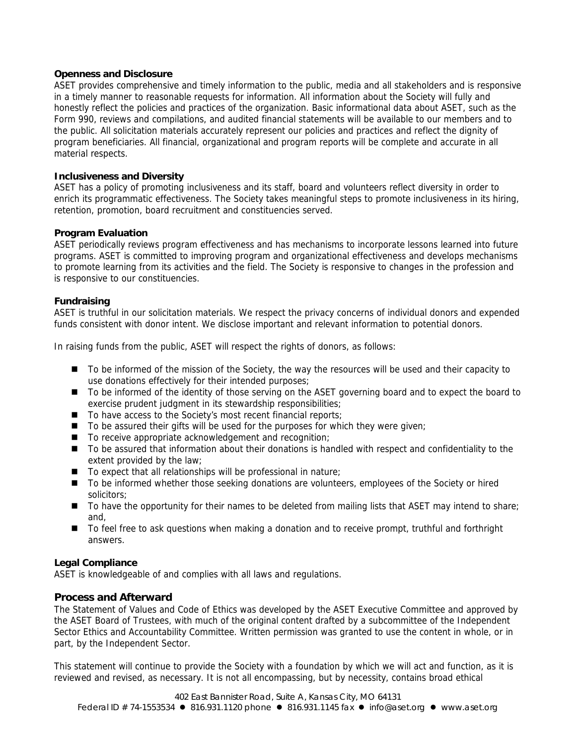**Openness and Disclosure**
ASET provides comprehensive and timely information to the public, media and all stakeholders and is responsive in a timely manner to reasonable requests for information. All information about the Society will fully and honestly reflect the policies and practices of the organization. Basic informational data about ASET, such as the Form 990, reviews and compilations, and audited financial statements will be available to our members and to the public. All solicitation materials accurately represent our policies and practices and reflect the dignity of program beneficiaries. All financial, organizational and program reports will be complete and accurate in all material respects.

**Inclusiveness and Diversity**
ASET has a policy of promoting inclusiveness and its staff, board and volunteers reflect diversity in order to enrich its programmatic effectiveness. The Society takes meaningful steps to promote inclusiveness in its hiring, retention, promotion, board recruitment and constituencies served.

**Program Evaluation**
ASET periodically reviews program effectiveness and has mechanisms to incorporate lessons learned into future programs. ASET is committed to improving program and organizational effectiveness and develops mechanisms to promote learning from its activities and the field. The Society is responsive to changes in the profession and is responsive to our constituencies.

**Fundraising**
ASET is truthful in our solicitation materials. We respect the privacy concerns of individual donors and expended funds consistent with donor intent. We disclose important and relevant information to potential donors.

In raising funds from the public, ASET will respect the rights of donors, as follows:

- To be informed of the mission of the Society, the way the resources will be used and their capacity to use donations effectively for their intended purposes;
- To be informed of the identity of those serving on the ASET governing board and to expect the board to exercise prudent judgment in its stewardship responsibilities;
- To have access to the Society's most recent financial reports;
- To be assured their gifts will be used for the purposes for which they were given;
- To receive appropriate acknowledgement and recognition;
- To be assured that information about their donations is handled with respect and confidentiality to the extent provided by the law;
- To expect that all relationships will be professional in nature;
- To be informed whether those seeking donations are volunteers, employees of the Society or hired solicitors;
- To have the opportunity for their names to be deleted from mailing lists that ASET may intend to share; and,
- To feel free to ask questions when making a donation and to receive prompt, truthful and forthright answers.

**Legal Compliance**
ASET is knowledgeable of and complies with all laws and regulations.

## Process and Afterward

The Statement of Values and Code of Ethics was developed by the ASET Executive Committee and approved by the ASET Board of Trustees, with much of the original content drafted by a subcommittee of the Independent Sector Ethics and Accountability Committee. Written permission was granted to use the content in whole, or in part, by the Independent Sector.

This statement will continue to provide the Society with a foundation by which we will act and function, as it is reviewed and revised, as necessary. It is not all encompassing, but by necessity, contains broad ethical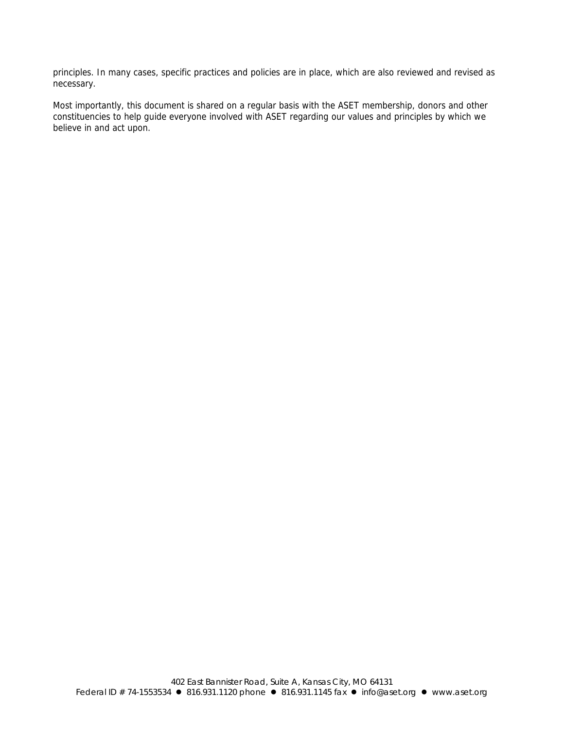principles. In many cases, specific practices and policies are in place, which are also reviewed and revised as necessary.

Most importantly, this document is shared on a regular basis with the ASET membership, donors and other constituencies to help guide everyone involved with ASET regarding our values and principles by which we believe in and act upon.